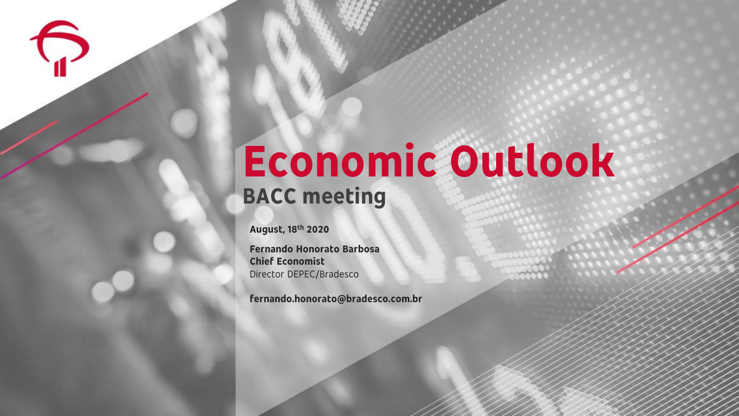# Economic Outlook

## BACC meeting

**August, 18th 2020**

**Fernando Honorato Barbosa**
**Chief Economist**
Director DEPEC/Bradesco

**fernando.honorato@bradesco.com.br**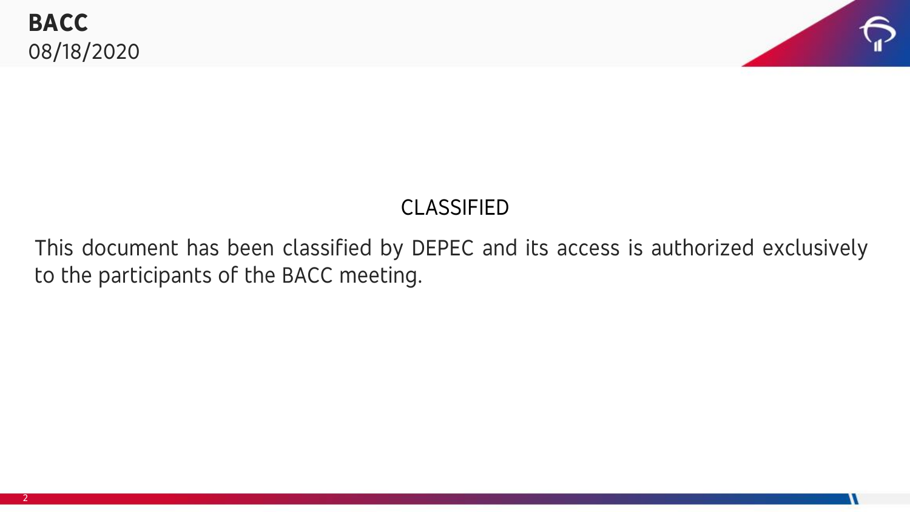**BACC**
08/18/2020

CLASSIFIED

This document has been classified by DEPEC and its access is authorized exclusively to the participants of the BACC meeting.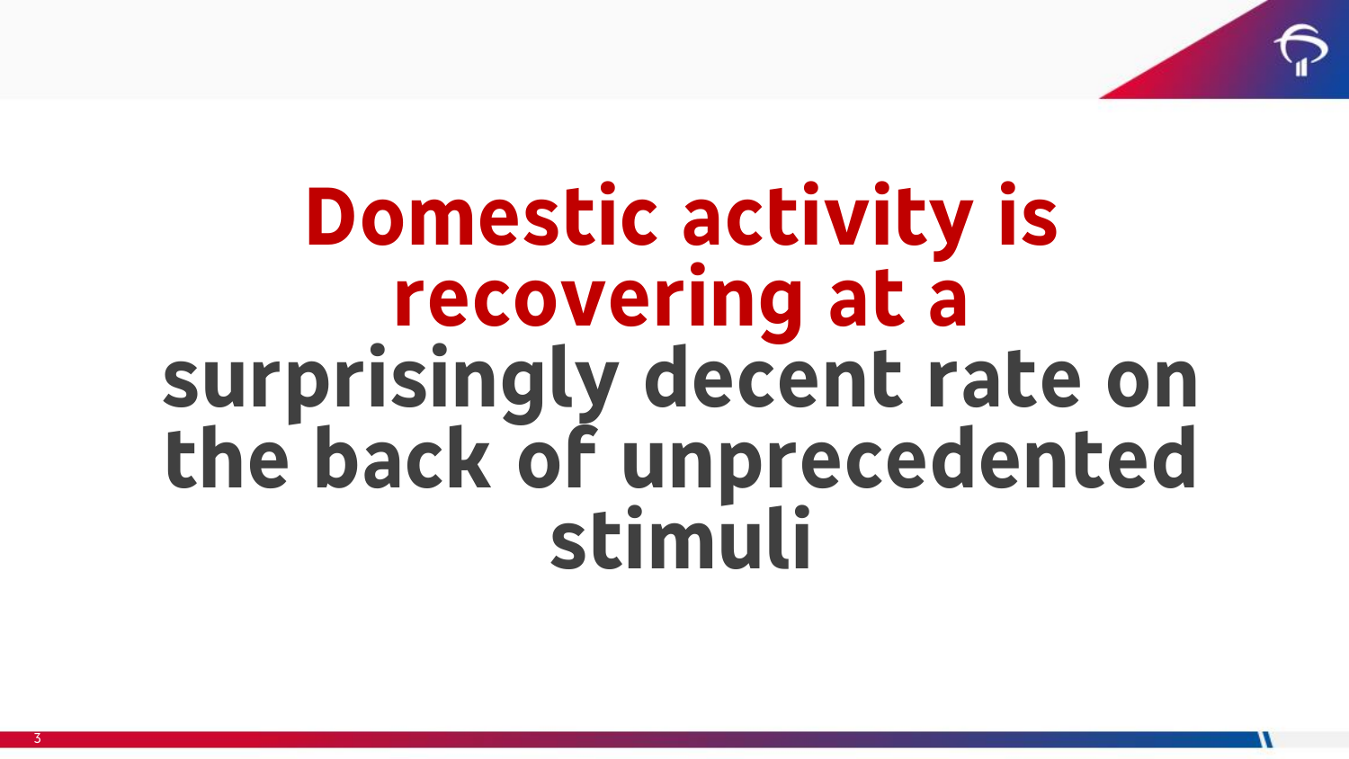# Domestic activity is recovering at a surprisingly decent rate on the back of unprecedented stimuli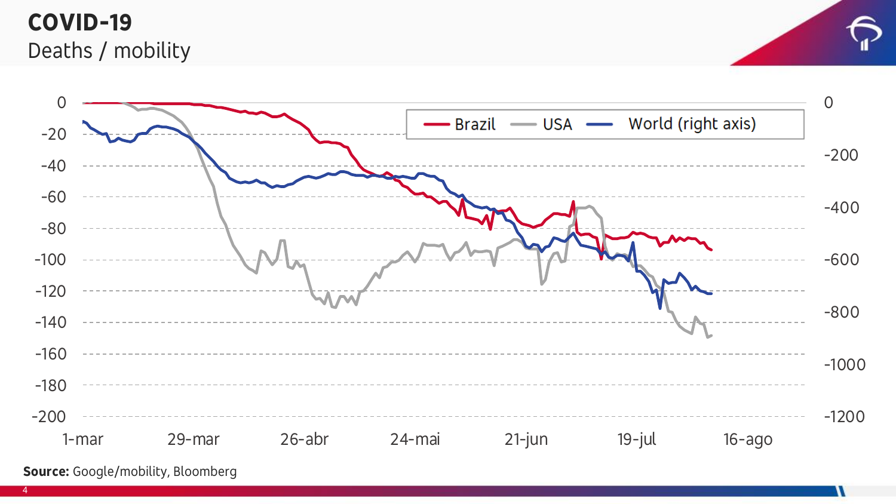# COVID-19

Deaths / mobility

Brazil — USA — World (right axis)

| Left axis | Right axis |
|---|---|
| 0 | 0 |
| -20 | |
| -40 | -200 |
| -60 | |
| -80 | -400 |
| -100 | -600 |
| -120 | |
| -140 | -800 |
| -160 | |
| -180 | -1000 |
| -200 | -1200 |

1-mar, 29-mar, 26-abr, 24-mai, 21-jun, 19-jul, 16-ago

**Source:** Google/mobility, Bloomberg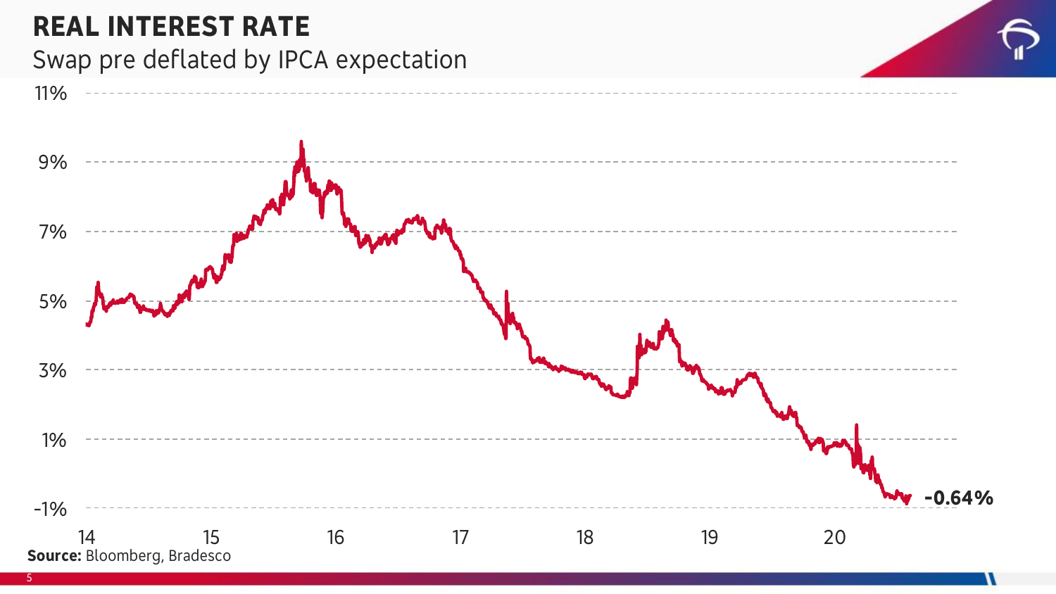# REAL INTEREST RATE

Swap pre deflated by IPCA expectation

-0.64%

**Source:** Bloomberg, Bradesco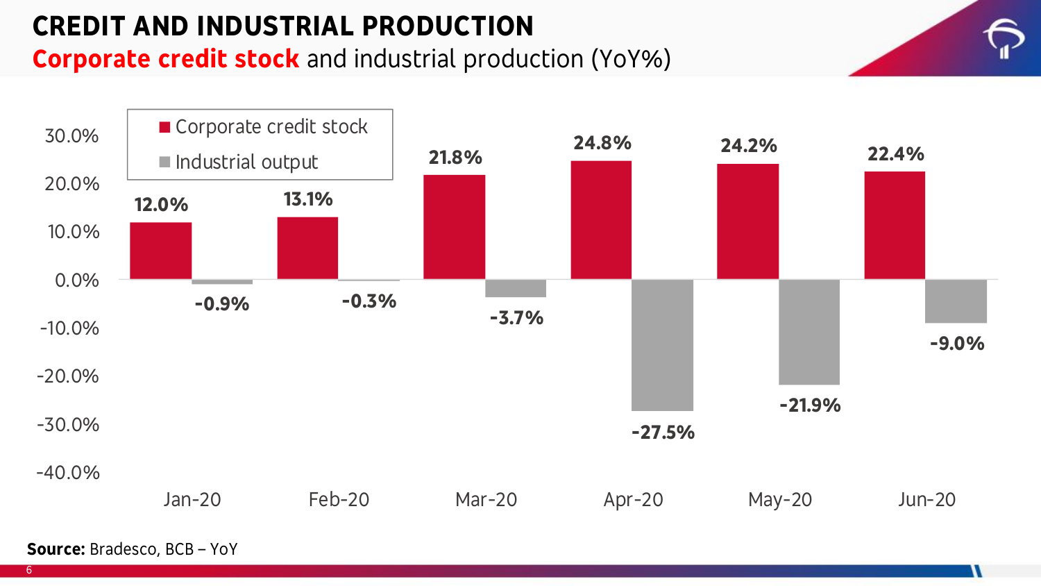# CREDIT AND INDUSTRIAL PRODUCTION

## Corporate credit stock and industrial production (YoY%)

| | Jan-20 | Feb-20 | Mar-20 | Apr-20 | May-20 | Jun-20 |
|---|---|---|---|---|---|---|
| Corporate credit stock | 12.0% | 13.1% | 21.8% | 24.8% | 24.2% | 22.4% |
| Industrial output | -0.9% | -0.3% | -3.7% | -27.5% | -21.9% | -9.0% |

**Source:** Bradesco, BCB – YoY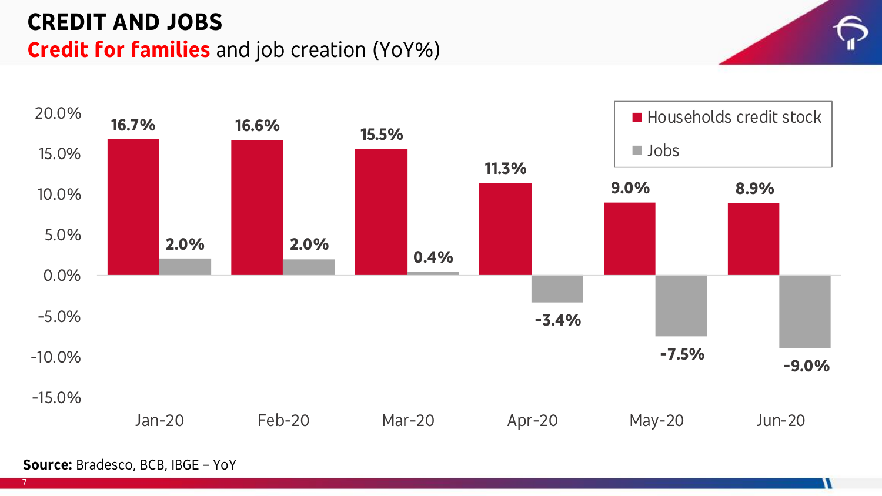# CREDIT AND JOBS

## Credit for families and job creation (YoY%)

| | Jan-20 | Feb-20 | Mar-20 | Apr-20 | May-20 | Jun-20 |
|---|---|---|---|---|---|---|
| Households credit stock | 16.7% | 16.6% | 15.5% | 11.3% | 9.0% | 8.9% |
| Jobs | 2.0% | 2.0% | 0.4% | -3.4% | -7.5% | -9.0% |

**Source:** Bradesco, BCB, IBGE – YoY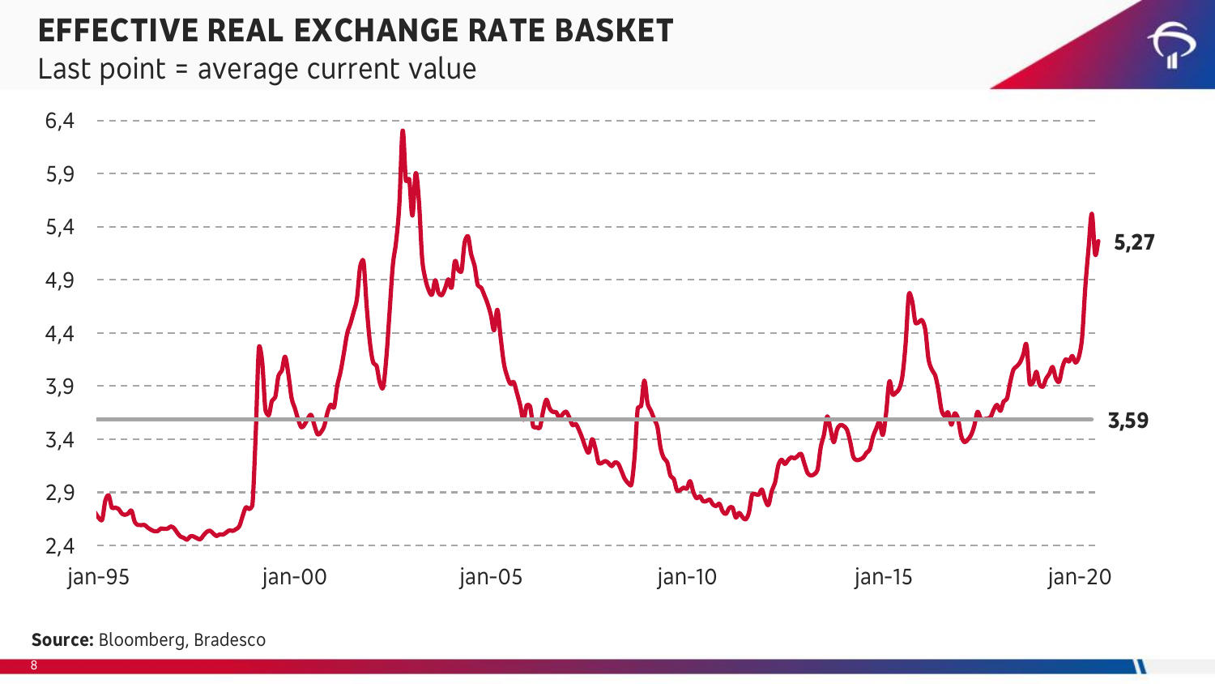# EFFECTIVE REAL EXCHANGE RATE BASKET

Last point = average current value

5,27

3,59

**Source:** Bloomberg, Bradesco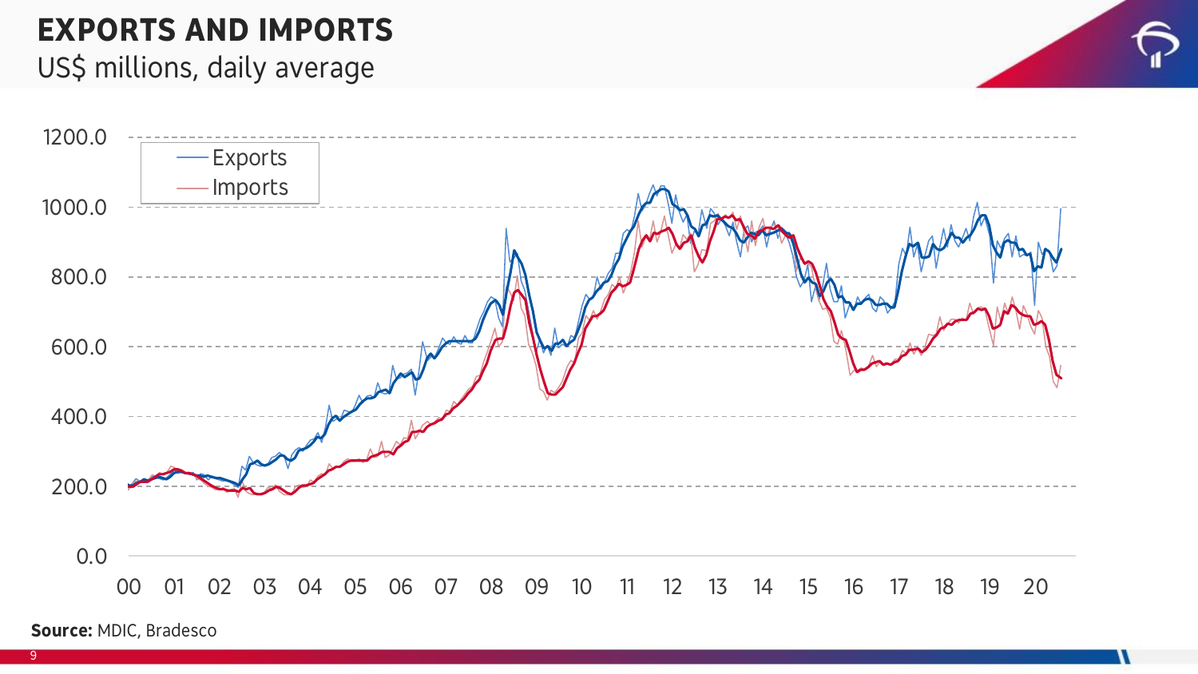# EXPORTS AND IMPORTS

US$ millions, daily average

**Source:** MDIC, Bradesco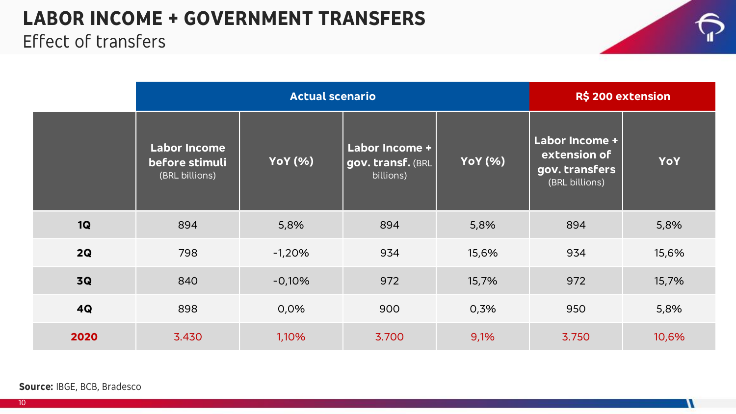# LABOR INCOME + GOVERNMENT TRANSFERS

## Effect of transfers

| | Actual scenario | | | | R$ 200 extension | |
|---|---|---|---|---|---|---|
| | **Labor Income before stimuli** (BRL billions) | **YoY (%)** | **Labor Income + gov. transf.** (BRL billions) | **YoY (%)** | **Labor Income + extension of gov. transfers** (BRL billions) | **YoY** |
| **1Q** | 894 | 5,8% | 894 | 5,8% | 894 | 5,8% |
| **2Q** | 798 | -1,20% | 934 | 15,6% | 934 | 15,6% |
| **3Q** | 840 | -0,10% | 972 | 15,7% | 972 | 15,7% |
| **4Q** | 898 | 0,0% | 900 | 0,3% | 950 | 5,8% |
| **2020** | 3.430 | 1,10% | 3.700 | 9,1% | 3.750 | 10,6% |

**Source:** IBGE, BCB, Bradesco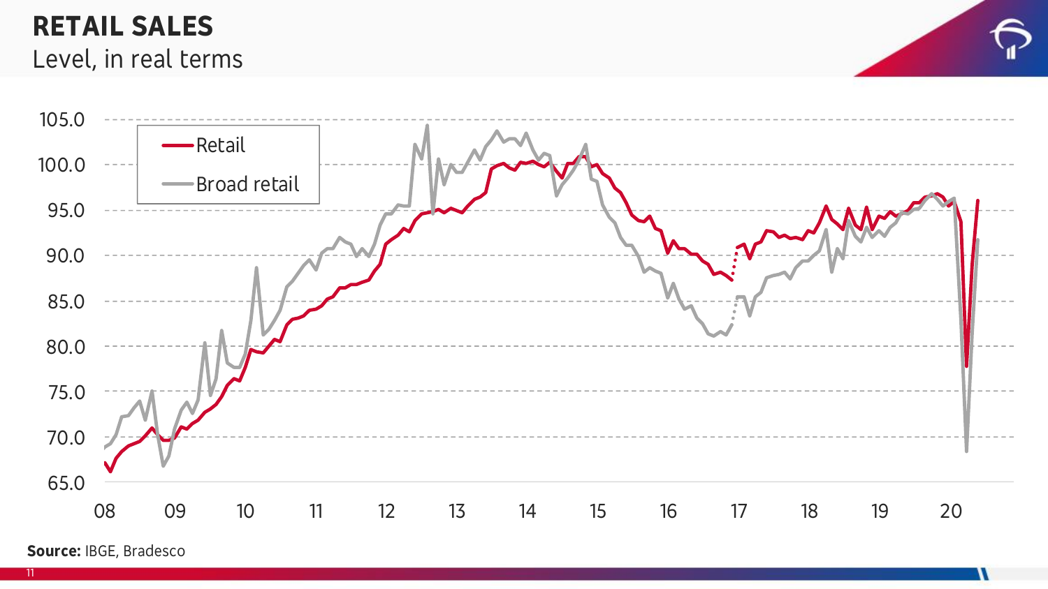# RETAIL SALES

Level, in real terms

**Source:** IBGE, Bradesco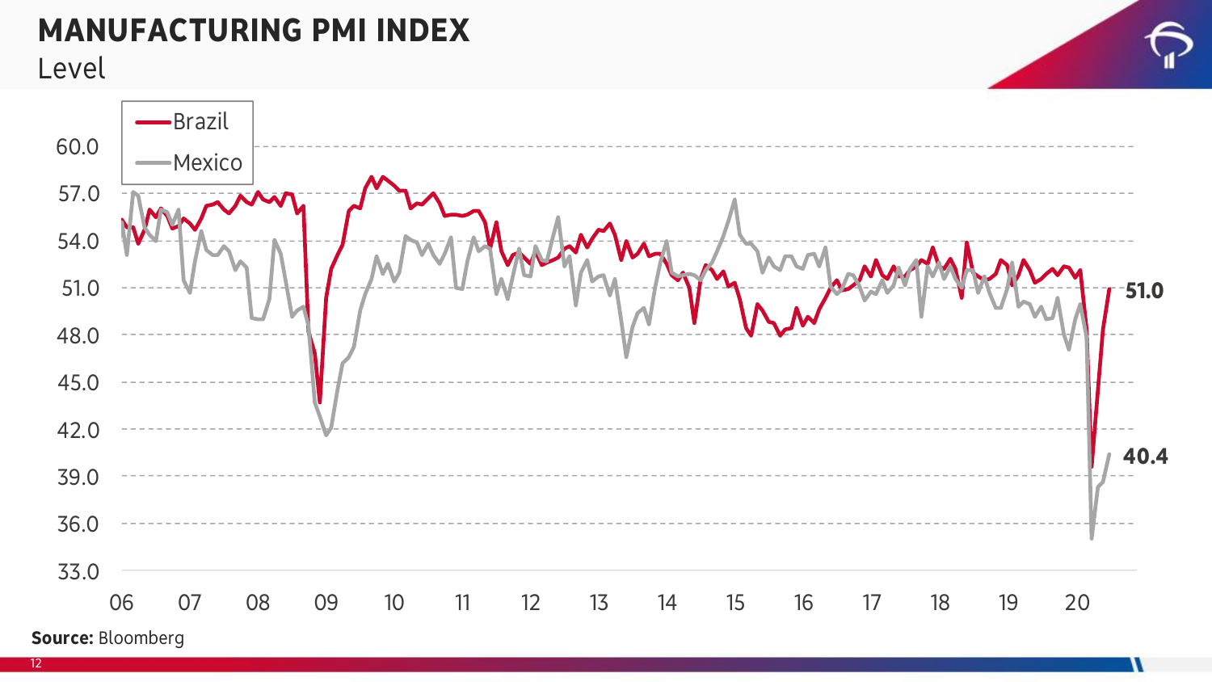# MANUFACTURING PMI INDEX

Level

Brazil: 51.0

Mexico: 40.4

**Source:** Bloomberg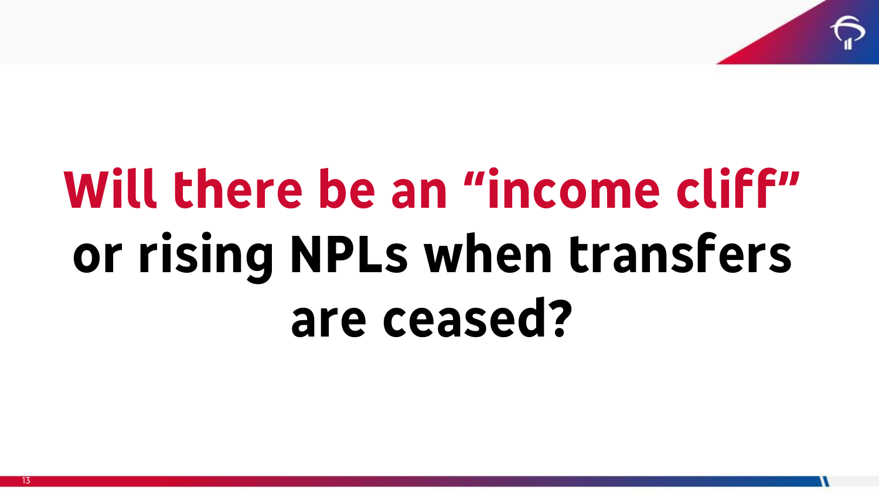# Will there be an “income cliff” or rising NPLs when transfers are ceased?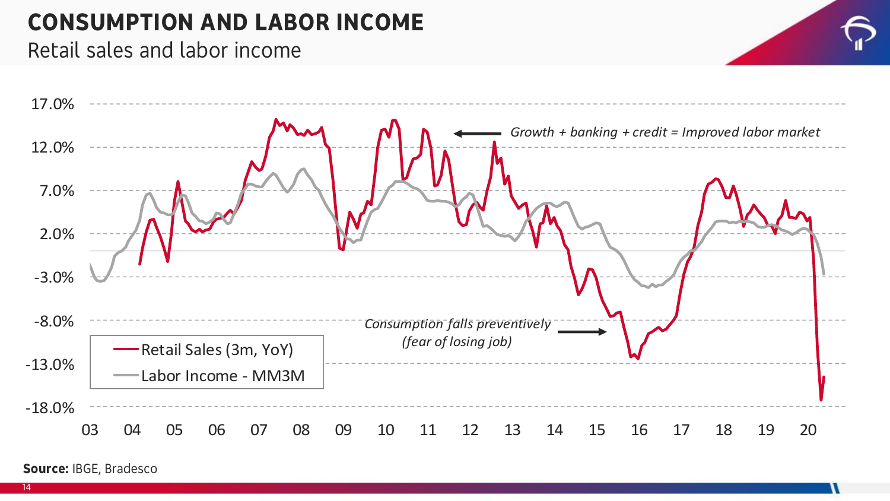# CONSUMPTION AND LABOR INCOME

Retail sales and labor income

*Growth + banking + credit = Improved labor market*

*Consumption falls preventively (fear of losing job)*

Retail Sales (3m, YoY)

Labor Income - MM3M

17.0%
12.0%
7.0%
2.0%
-3.0%
-8.0%
-13.0%
-18.0%

03 04 05 06 07 08 09 10 11 12 13 14 15 16 17 18 19 20

**Source:** IBGE, Bradesco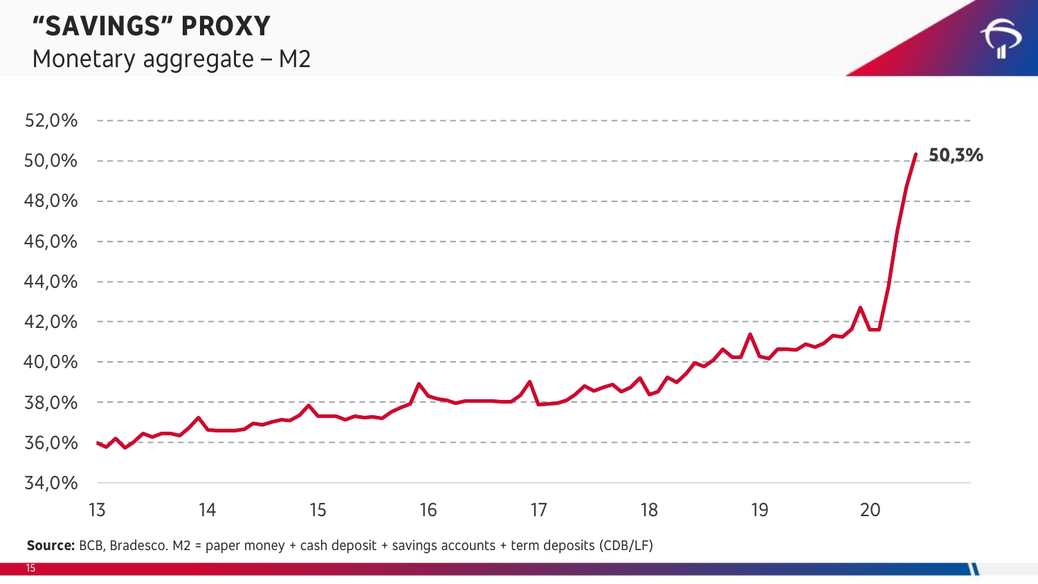# "SAVINGS" PROXY

## Monetary aggregate – M2

52,0%
50,0%
48,0%
46,0%
44,0%
42,0%
40,0%
38,0%
36,0%
34,0%

13 14 15 16 17 18 19 20

**50,3%**

**Source:** BCB, Bradesco. M2 = paper money + cash deposit + savings accounts + term deposits (CDB/LF)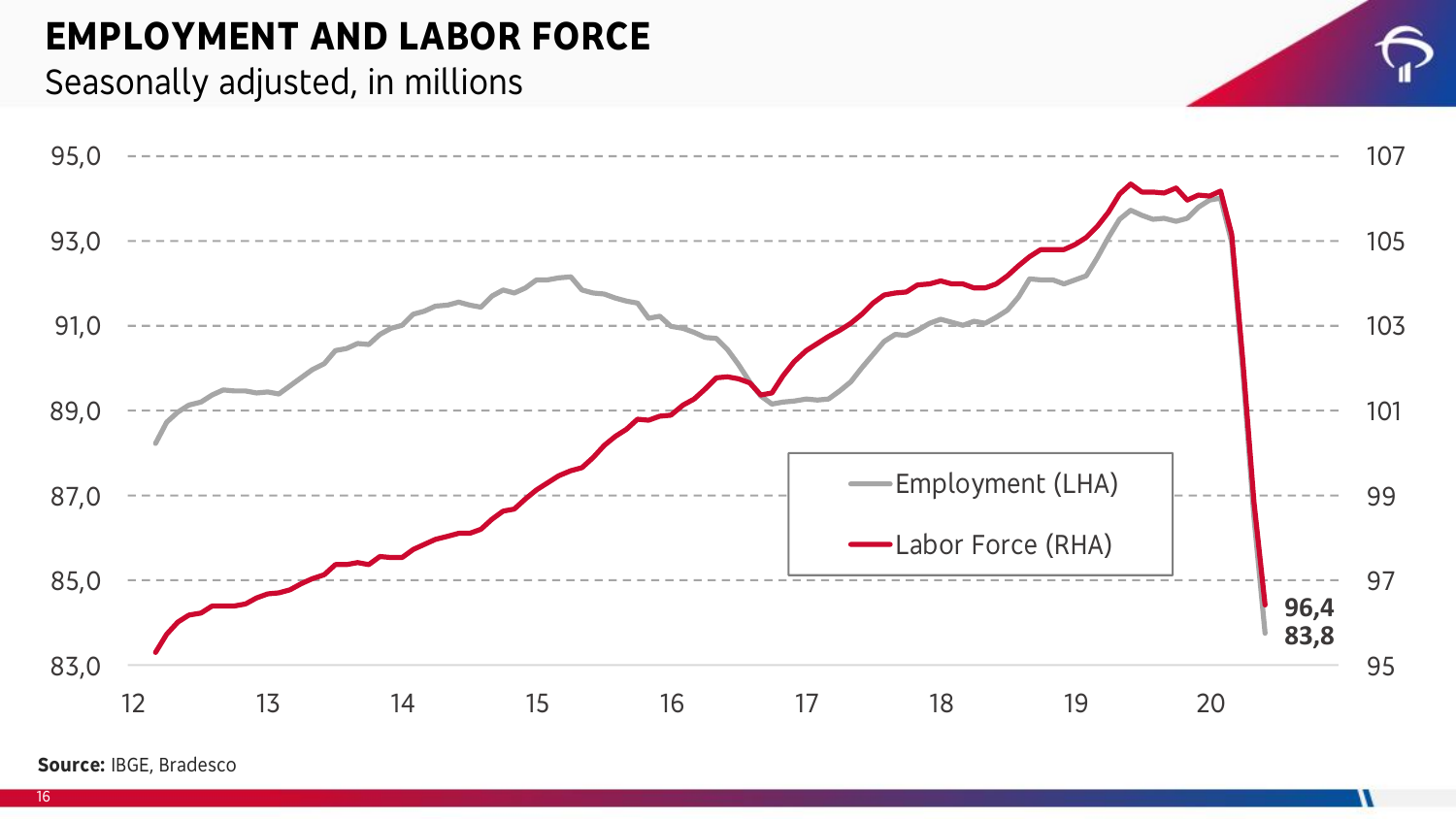# EMPLOYMENT AND LABOR FORCE

Seasonally adjusted, in millions

Employment (LHA)

Labor Force (RHA)

96,4

83,8

**Source:** IBGE, Bradesco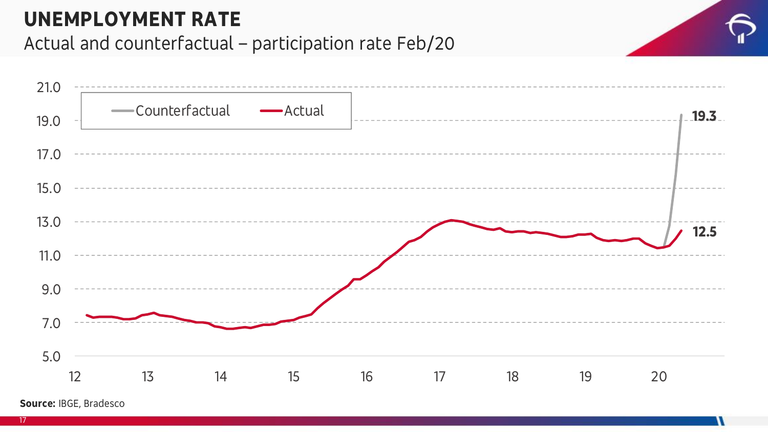# UNEMPLOYMENT RATE

## Actual and counterfactual – participation rate Feb/20

Counterfactual: 19.3

Actual: 12.5

**Source:** IBGE, Bradesco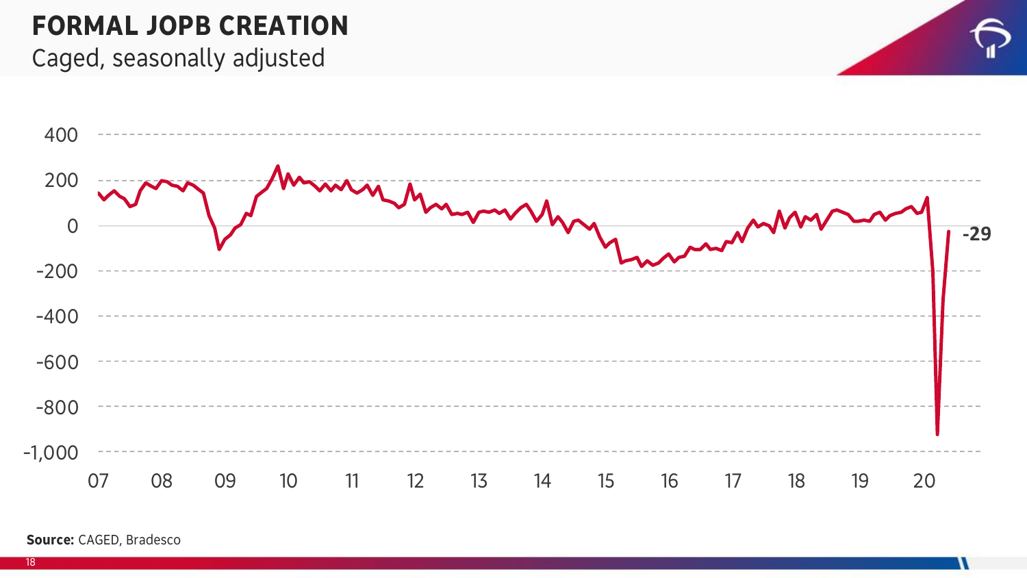# FORMAL JOPB CREATION

Caged, seasonally adjusted

400
200
0
-200
-400
-600
-800
-1,000

07 08 09 10 11 12 13 14 15 16 17 18 19 20

-29

**Source:** CAGED, Bradesco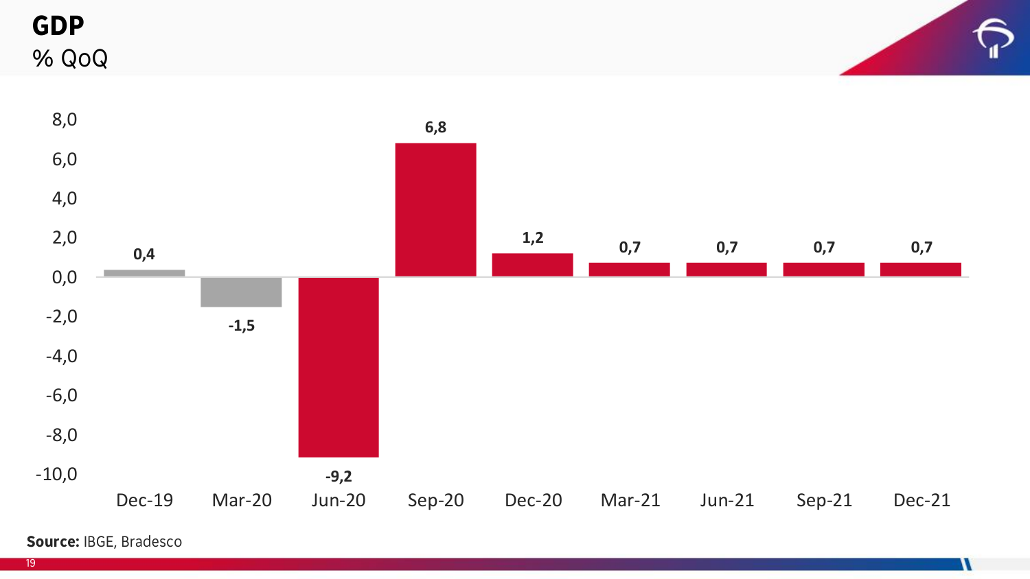# GDP

% QoQ

| Dec-19 | Mar-20 | Jun-20 | Sep-20 | Dec-20 | Mar-21 | Jun-21 | Sep-21 | Dec-21 |
| --- | --- | --- | --- | --- | --- | --- | --- | --- |
| 0,4 | -1,5 | -9,2 | 6,8 | 1,2 | 0,7 | 0,7 | 0,7 | 0,7 |

**Source:** IBGE, Bradesco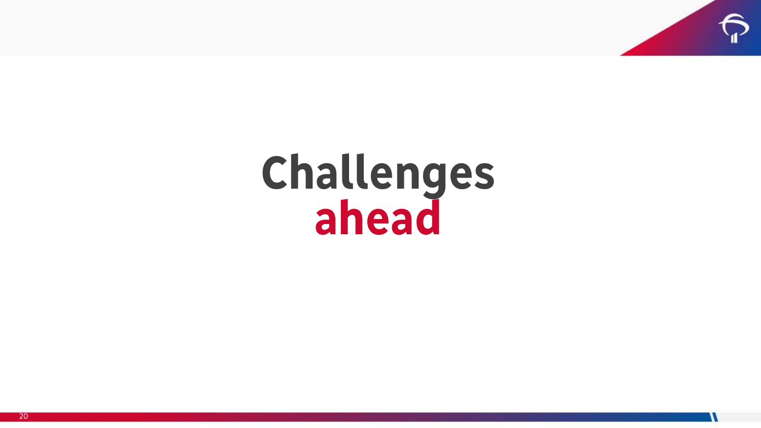# Challenges ahead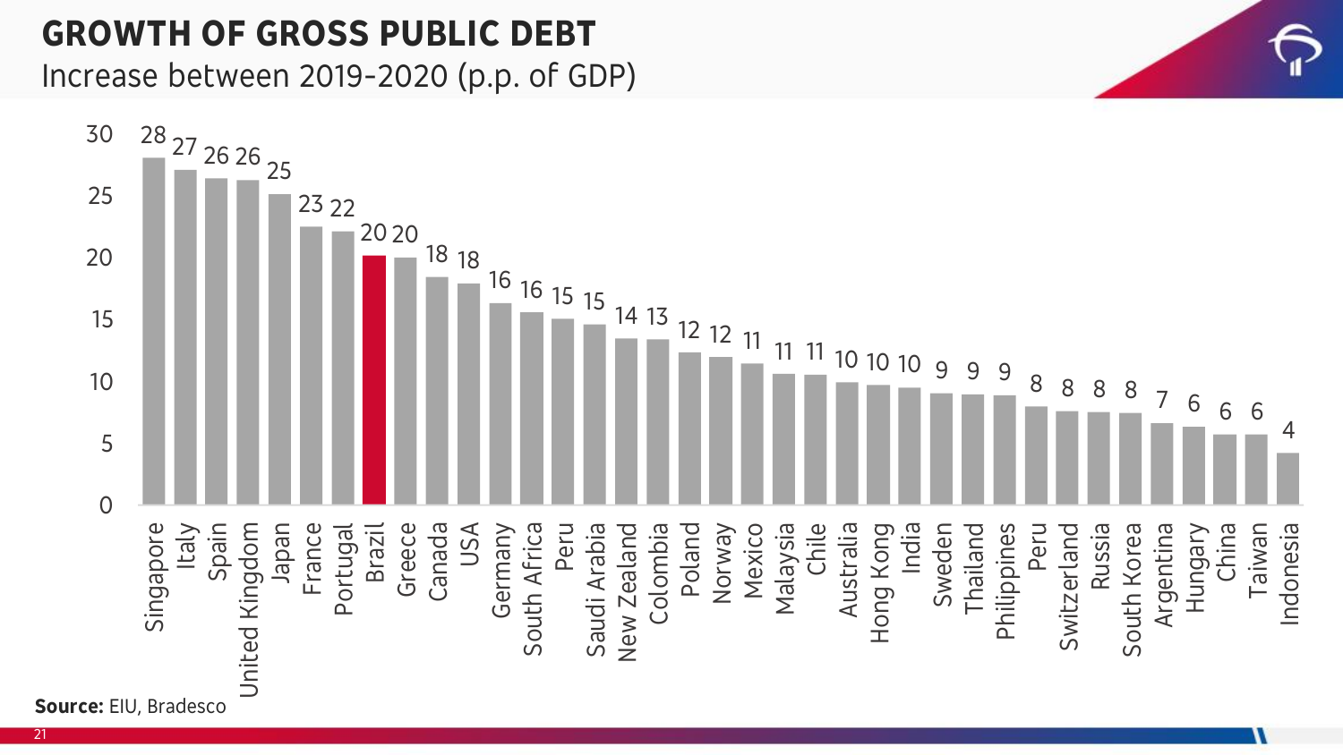# GROWTH OF GROSS PUBLIC DEBT

Increase between 2019-2020 (p.p. of GDP)

| Country | Increase (p.p. of GDP) |
|---|---|
| Singapore | 28 |
| Italy | 27 |
| Spain | 26 |
| United Kingdom | 26 |
| Japan | 25 |
| France | 23 |
| Portugal | 22 |
| Brazil | 20 |
| Greece | 20 |
| Canada | 18 |
| USA | 18 |
| Germany | 16 |
| South Africa | 16 |
| Peru | 15 |
| Saudi Arabia | 15 |
| New Zealand | 14 |
| Colombia | 13 |
| Poland | 12 |
| Norway | 12 |
| Mexico | 11 |
| Malaysia | 11 |
| Chile | 11 |
| Australia | 10 |
| Hong Kong | 10 |
| India | 10 |
| Sweden | 9 |
| Thailand | 9 |
| Philippines | 9 |
| Peru | 8 |
| Switzerland | 8 |
| Russia | 8 |
| South Korea | 8 |
| Argentina | 7 |
| Hungary | 6 |
| China | 6 |
| Taiwan | 6 |
| Indonesia | 4 |

**Source:** EIU, Bradesco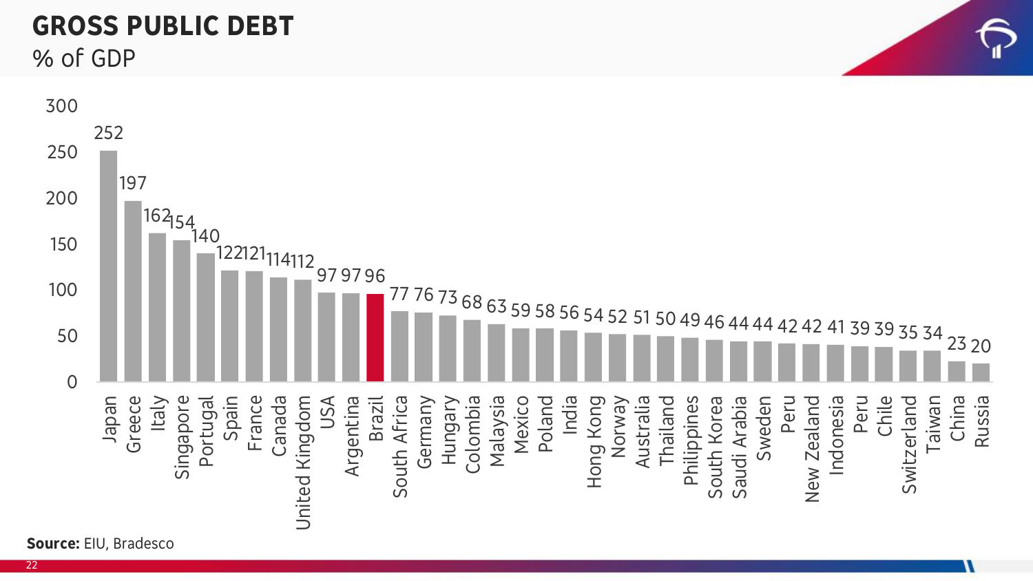# GROSS PUBLIC DEBT

% of GDP

| Country | % of GDP |
|---|---|
| Japan | 252 |
| Greece | 197 |
| Italy | 162 |
| Singapore | 154 |
| Portugal | 140 |
| Spain | 122 |
| France | 121 |
| Canada | 114 |
| United Kingdom | 112 |
| USA | 97 |
| Argentina | 97 |
| Brazil | 96 |
| South Africa | 77 |
| Germany | 76 |
| Hungary | 73 |
| Colombia | 68 |
| Malaysia | 63 |
| Mexico | 59 |
| Poland | 58 |
| India | 56 |
| Hong Kong | 54 |
| Norway | 52 |
| Australia | 51 |
| Thailand | 50 |
| Philippines | 49 |
| South Korea | 46 |
| Saudi Arabia | 44 |
| Sweden | 44 |
| Peru | 42 |
| New Zealand | 42 |
| Indonesia | 41 |
| Peru | 39 |
| Chile | 39 |
| Switzerland | 35 |
| Taiwan | 34 |
| China | 23 |
| Russia | 20 |

**Source:** EIU, Bradesco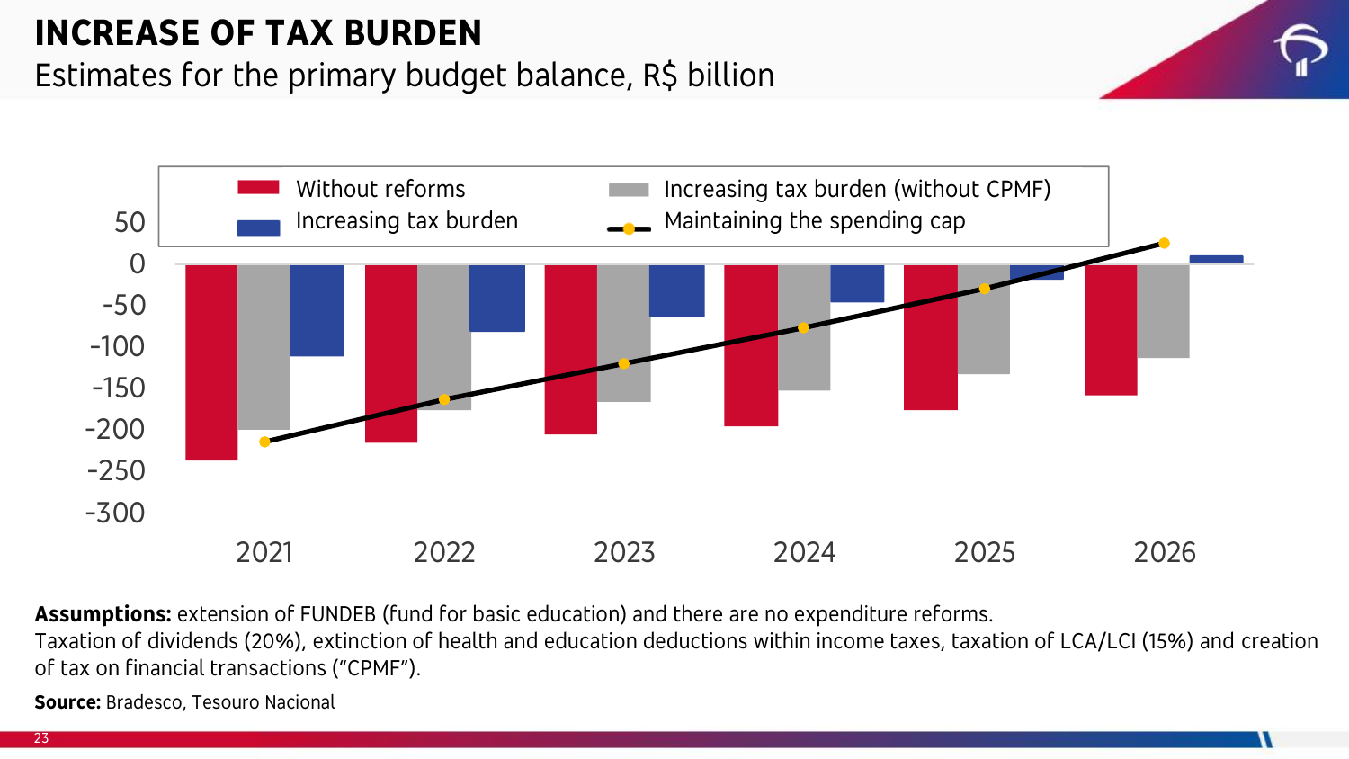# INCREASE OF TAX BURDEN

Estimates for the primary budget balance, R$ billion

**Assumptions:** extension of FUNDEB (fund for basic education) and there are no expenditure reforms.
Taxation of dividends (20%), extinction of health and education deductions within income taxes, taxation of LCA/LCI (15%) and creation of tax on financial transactions ("CPMF").

**Source:** Bradesco, Tesouro Nacional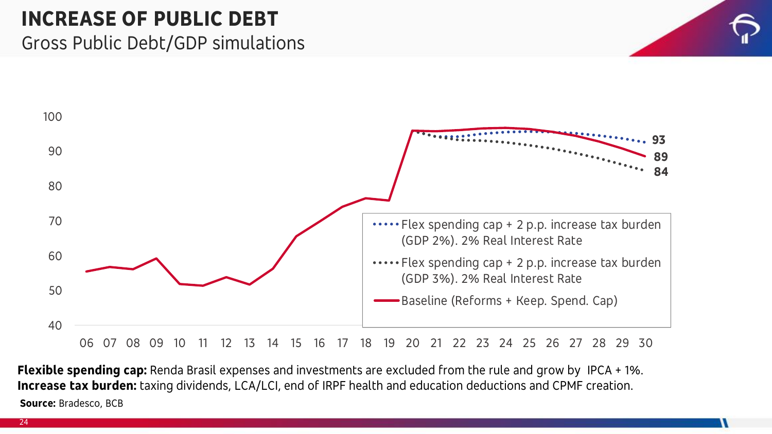# INCREASE OF PUBLIC DEBT

## Gross Public Debt/GDP simulations

100
90
80
70
60
50
40

06 07 08 09 10 11 12 13 14 15 16 17 18 19 20 21 22 23 24 25 26 27 28 29 30

93
89
84

- Flex spending cap + 2 p.p. increase tax burden (GDP 2%). 2% Real Interest Rate
- Flex spending cap + 2 p.p. increase tax burden (GDP 3%). 2% Real Interest Rate
- Baseline (Reforms + Keep. Spend. Cap)

**Flexible spending cap:** Renda Brasil expenses and investments are excluded from the rule and grow by IPCA + 1%.
**Increase tax burden:** taxing dividends, LCA/LCI, end of IRPF health and education deductions and CPMF creation.

**Source:** Bradesco, BCB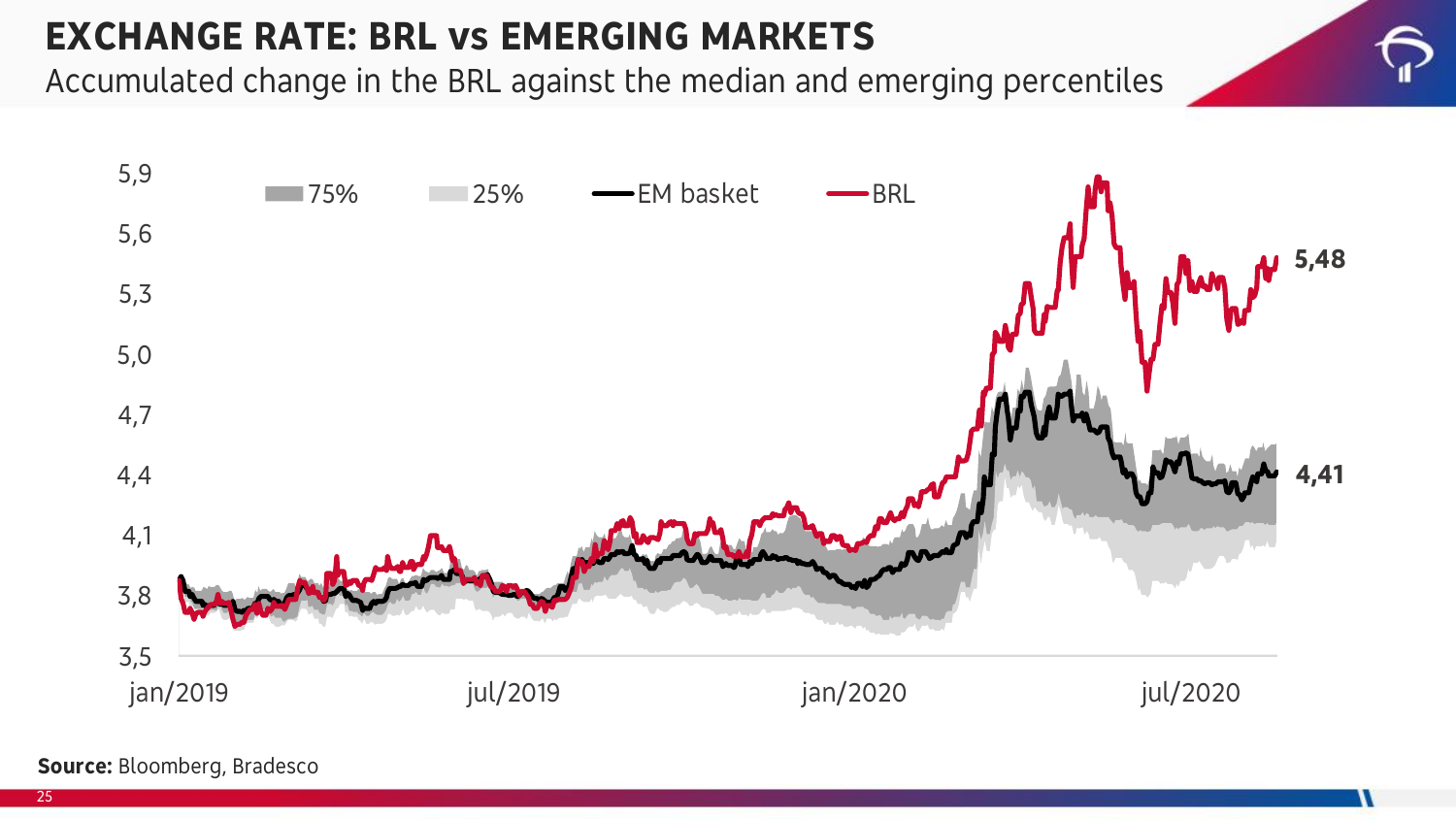# EXCHANGE RATE: BRL vs EMERGING MARKETS

Accumulated change in the BRL against the median and emerging percentiles

**Source:** Bloomberg, Bradesco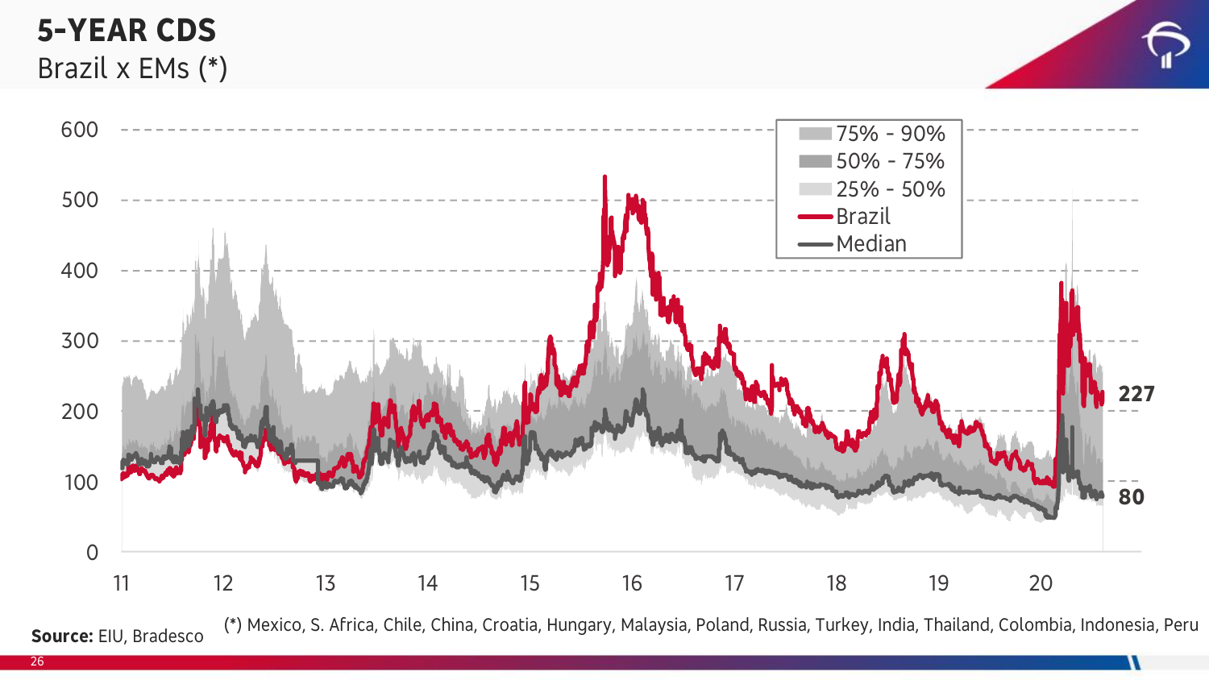# 5-YEAR CDS

Brazil x EMs (*)

- 75% - 90%
- 50% - 75%
- 25% - 50%
- Brazil
- Median

Brazil: 227

Median: 80

**Source:** EIU, Bradesco

(*) Mexico, S. Africa, Chile, China, Croatia, Hungary, Malaysia, Poland, Russia, Turkey, India, Thailand, Colombia, Indonesia, Peru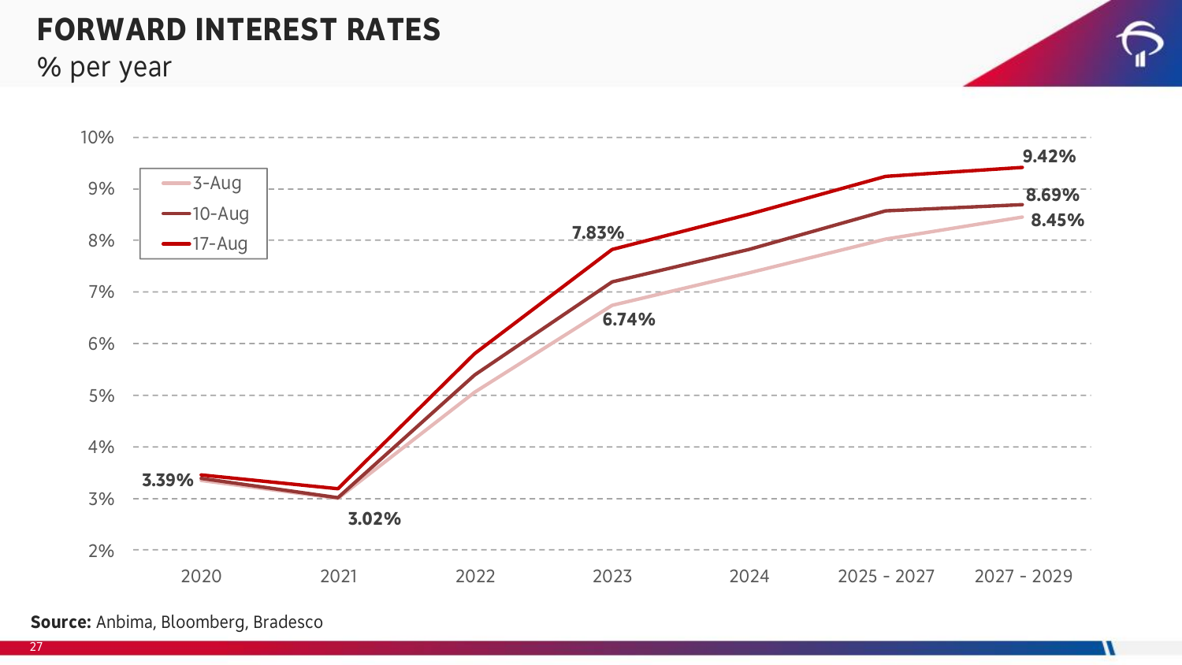# FORWARD INTEREST RATES

% per year

| | 2020 | 2021 | 2022 | 2023 | 2024 | 2025 - 2027 | 2027 - 2029 |
|---|---|---|---|---|---|---|---|
| 3-Aug | | | | 6.74% | | | 8.45% |
| 10-Aug | 3.39% | 3.02% | | | | | 8.69% |
| 17-Aug | | | | 7.83% | | | 9.42% |

**Source:** Anbima, Bloomberg, Bradesco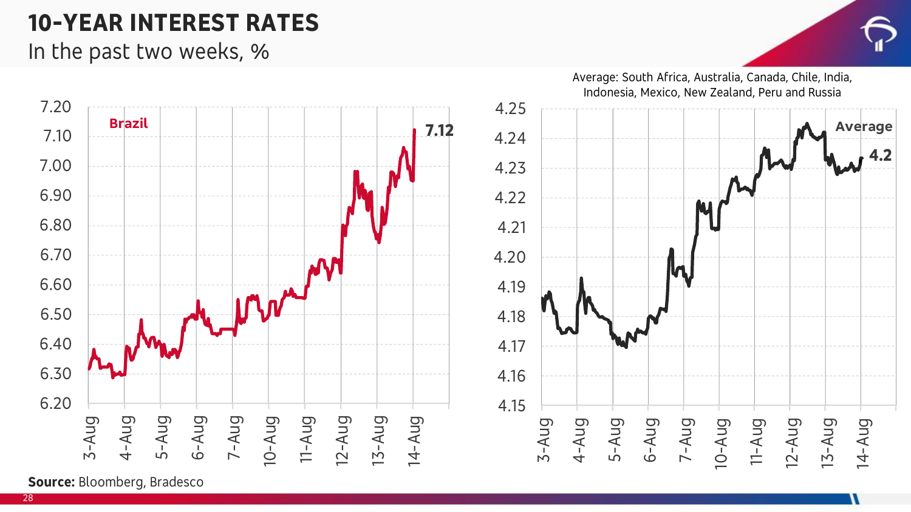# 10-YEAR INTEREST RATES

In the past two weeks, %

**Brazil**

7.12

Average: South Africa, Australia, Canada, Chile, India, Indonesia, Mexico, New Zealand, Peru and Russia

**Average**

4.2

**Source:** Bloomberg, Bradesco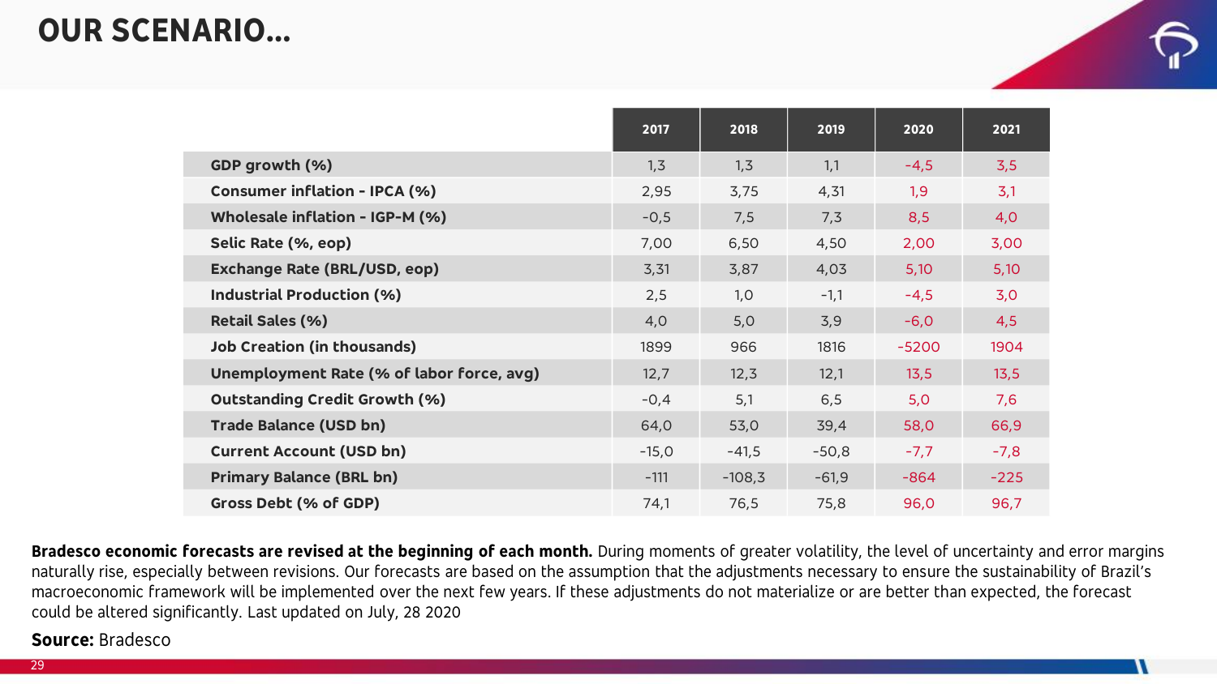# OUR SCENARIO...

| | 2017 | 2018 | 2019 | 2020 | 2021 |
|---|---|---|---|---|---|
| **GDP growth (%)** | 1,3 | 1,3 | 1,1 | -4,5 | 3,5 |
| **Consumer inflation - IPCA (%)** | 2,95 | 3,75 | 4,31 | 1,9 | 3,1 |
| **Wholesale inflation - IGP-M (%)** | -0,5 | 7,5 | 7,3 | 8,5 | 4,0 |
| **Selic Rate (%, eop)** | 7,00 | 6,50 | 4,50 | 2,00 | 3,00 |
| **Exchange Rate (BRL/USD, eop)** | 3,31 | 3,87 | 4,03 | 5,10 | 5,10 |
| **Industrial Production (%)** | 2,5 | 1,0 | -1,1 | -4,5 | 3,0 |
| **Retail Sales (%)** | 4,0 | 5,0 | 3,9 | -6,0 | 4,5 |
| **Job Creation (in thousands)** | 1899 | 966 | 1816 | -5200 | 1904 |
| **Unemployment Rate (% of labor force, avg)** | 12,7 | 12,3 | 12,1 | 13,5 | 13,5 |
| **Outstanding Credit Growth (%)** | -0,4 | 5,1 | 6,5 | 5,0 | 7,6 |
| **Trade Balance (USD bn)** | 64,0 | 53,0 | 39,4 | 58,0 | 66,9 |
| **Current Account (USD bn)** | -15,0 | -41,5 | -50,8 | -7,7 | -7,8 |
| **Primary Balance (BRL bn)** | -111 | -108,3 | -61,9 | -864 | -225 |
| **Gross Debt (% of GDP)** | 74,1 | 76,5 | 75,8 | 96,0 | 96,7 |

**Bradesco economic forecasts are revised at the beginning of each month.** During moments of greater volatility, the level of uncertainty and error margins naturally rise, especially between revisions. Our forecasts are based on the assumption that the adjustments necessary to ensure the sustainability of Brazil's macroeconomic framework will be implemented over the next few years. If these adjustments do not materialize or are better than expected, the forecast could be altered significantly. Last updated on July, 28 2020

**Source:** Bradesco